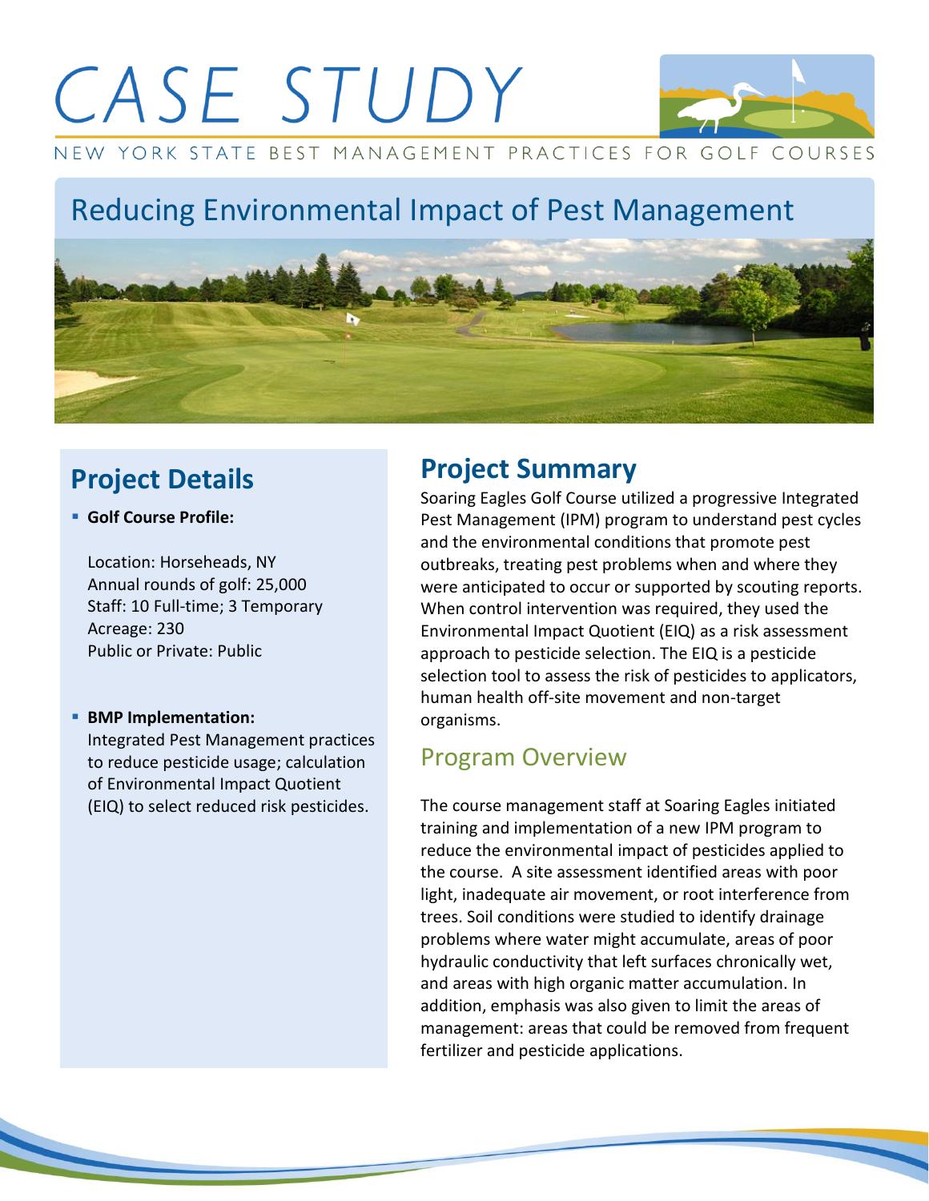# CASE STUDY

NEW YORK STATE BEST MANAGEMENT PRACTICES FOR GOLF COURSES

## Reducing Environmental Impact of Pest Management

## Project Details

- **Golf Course Profile:**

  Location: Horseheads, NY
  Annual rounds of golf: 25,000
  Staff: 10 Full-time; 3 Temporary
  Acreage: 230
  Public or Private: Public

- **BMP Implementation:**
  Integrated Pest Management practices to reduce pesticide usage; calculation of Environmental Impact Quotient (EIQ) to select reduced risk pesticides.

## Project Summary

Soaring Eagles Golf Course utilized a progressive Integrated Pest Management (IPM) program to understand pest cycles and the environmental conditions that promote pest outbreaks, treating pest problems when and where they were anticipated to occur or supported by scouting reports. When control intervention was required, they used the Environmental Impact Quotient (EIQ) as a risk assessment approach to pesticide selection. The EIQ is a pesticide selection tool to assess the risk of pesticides to applicators, human health off-site movement and non-target organisms.

### Program Overview

The course management staff at Soaring Eagles initiated training and implementation of a new IPM program to reduce the environmental impact of pesticides applied to the course. A site assessment identified areas with poor light, inadequate air movement, or root interference from trees. Soil conditions were studied to identify drainage problems where water might accumulate, areas of poor hydraulic conductivity that left surfaces chronically wet, and areas with high organic matter accumulation. In addition, emphasis was also given to limit the areas of management: areas that could be removed from frequent fertilizer and pesticide applications.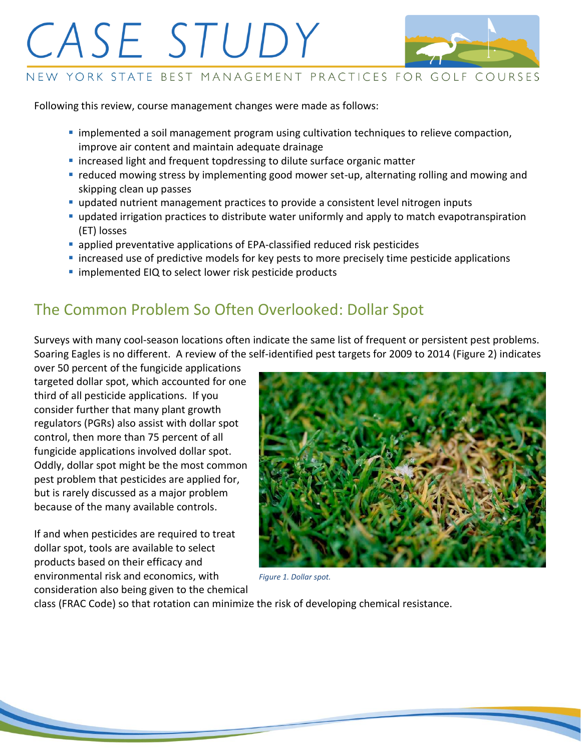Following this review, course management changes were made as follows:

- implemented a soil management program using cultivation techniques to relieve compaction, improve air content and maintain adequate drainage
- increased light and frequent topdressing to dilute surface organic matter
- reduced mowing stress by implementing good mower set-up, alternating rolling and mowing and skipping clean up passes
- updated nutrient management practices to provide a consistent level nitrogen inputs
- updated irrigation practices to distribute water uniformly and apply to match evapotranspiration (ET) losses
- applied preventative applications of EPA-classified reduced risk pesticides
- increased use of predictive models for key pests to more precisely time pesticide applications
- implemented EIQ to select lower risk pesticide products

## The Common Problem So Often Overlooked: Dollar Spot

Surveys with many cool-season locations often indicate the same list of frequent or persistent pest problems. Soaring Eagles is no different. A review of the self-identified pest targets for 2009 to 2014 (Figure 2) indicates over 50 percent of the fungicide applications targeted dollar spot, which accounted for one third of all pesticide applications. If you consider further that many plant growth regulators (PGRs) also assist with dollar spot control, then more than 75 percent of all fungicide applications involved dollar spot. Oddly, dollar spot might be the most common pest problem that pesticides are applied for, but is rarely discussed as a major problem because of the many available controls.

*Figure 1. Dollar spot.*

If and when pesticides are required to treat dollar spot, tools are available to select products based on their efficacy and environmental risk and economics, with consideration also being given to the chemical class (FRAC Code) so that rotation can minimize the risk of developing chemical resistance.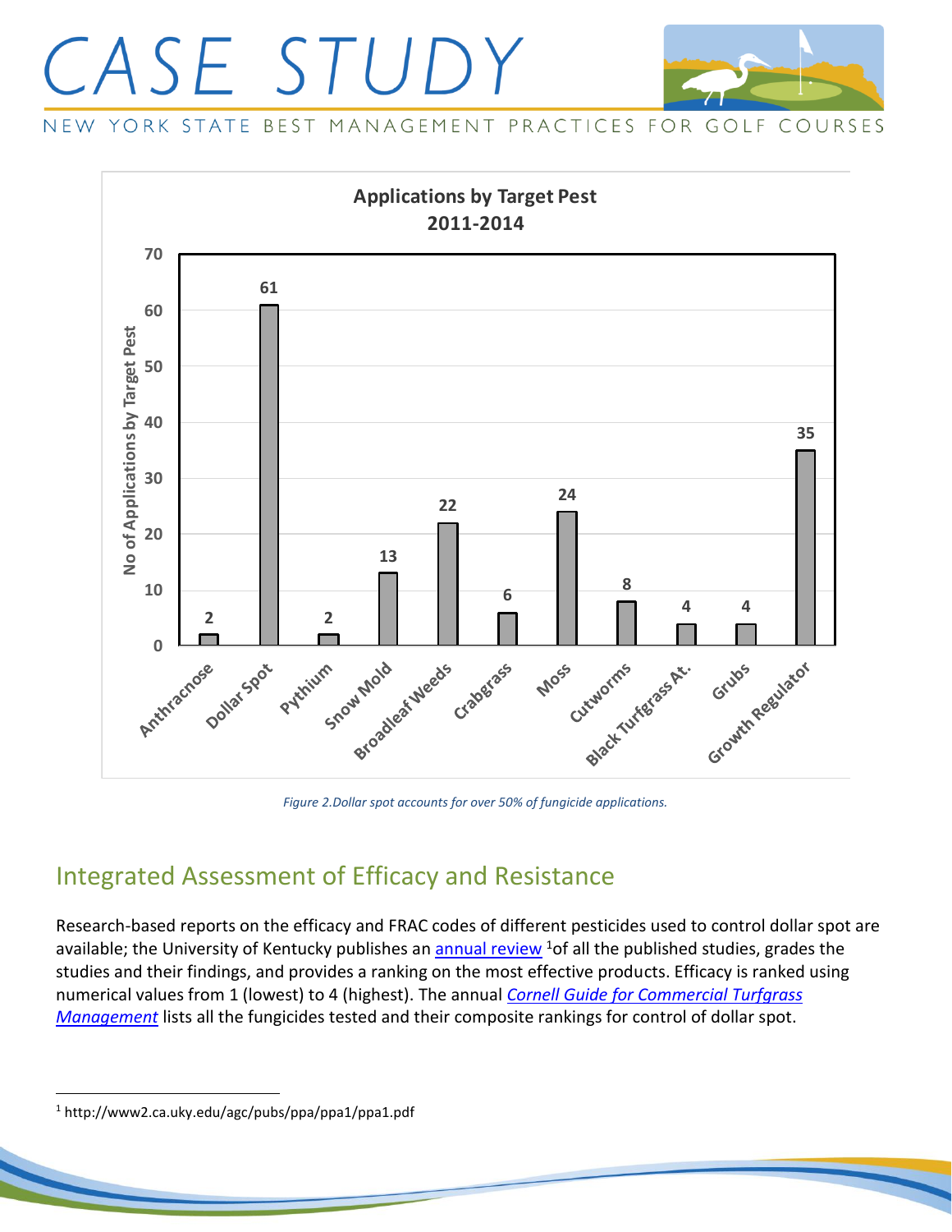**Applications by Target Pest 2011-2014**

| Target Pest | No of Applications by Target Pest |
| --- | --- |
| Anthracnose | 2 |
| Dollar Spot | 61 |
| Pythium | 2 |
| Snow Mold | 13 |
| Broadleaf Weeds | 22 |
| Crabgrass | 6 |
| Moss | 24 |
| Cutworms | 8 |
| Black Turfgrass At. | 4 |
| Grubs | 4 |
| Growth Regulator | 35 |

*Figure 2.Dollar spot accounts for over 50% of fungicide applications.*

## Integrated Assessment of Efficacy and Resistance

Research-based reports on the efficacy and FRAC codes of different pesticides used to control dollar spot are available; the University of Kentucky publishes an annual review [1]of all the published studies, grades the studies and their findings, and provides a ranking on the most effective products. Efficacy is ranked using numerical values from 1 (lowest) to 4 (highest). The annual *Cornell Guide for Commercial Turfgrass Management* lists all the fungicides tested and their composite rankings for control of dollar spot.

[1] http://www2.ca.uky.edu/agc/pubs/ppa/ppa1/ppa1.pdf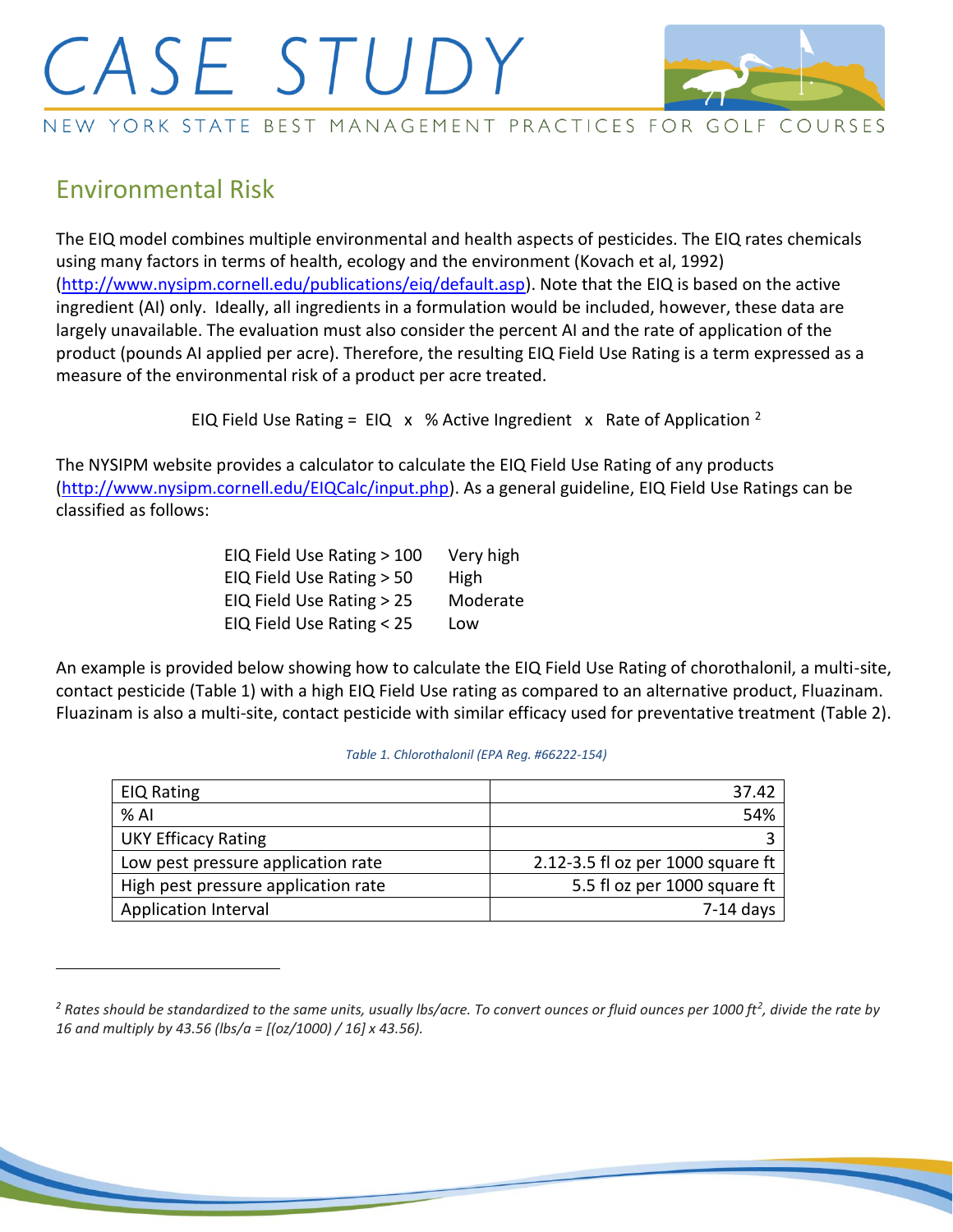## Environmental Risk

The EIQ model combines multiple environmental and health aspects of pesticides. The EIQ rates chemicals using many factors in terms of health, ecology and the environment (Kovach et al, 1992) (http://www.nysipm.cornell.edu/publications/eiq/default.asp). Note that the EIQ is based on the active ingredient (AI) only. Ideally, all ingredients in a formulation would be included, however, these data are largely unavailable. The evaluation must also consider the percent AI and the rate of application of the product (pounds AI applied per acre). Therefore, the resulting EIQ Field Use Rating is a term expressed as a measure of the environmental risk of a product per acre treated.

EIQ Field Use Rating = EIQ x % Active Ingredient x Rate of Application [2]

The NYSIPM website provides a calculator to calculate the EIQ Field Use Rating of any products (http://www.nysipm.cornell.edu/EIQCalc/input.php). As a general guideline, EIQ Field Use Ratings can be classified as follows:

| | |
|---|---|
| EIQ Field Use Rating > 100 | Very high |
| EIQ Field Use Rating > 50 | High |
| EIQ Field Use Rating > 25 | Moderate |
| EIQ Field Use Rating < 25 | Low |

An example is provided below showing how to calculate the EIQ Field Use Rating of chorothalonil, a multi-site, contact pesticide (Table 1) with a high EIQ Field Use rating as compared to an alternative product, Fluazinam. Fluazinam is also a multi-site, contact pesticide with similar efficacy used for preventative treatment (Table 2).

*Table 1. Chlorothalonil (EPA Reg. #66222-154)*

| | |
|---|---|
| EIQ Rating | 37.42 |
| % AI | 54% |
| UKY Efficacy Rating | 3 |
| Low pest pressure application rate | 2.12-3.5 fl oz per 1000 square ft |
| High pest pressure application rate | 5.5 fl oz per 1000 square ft |
| Application Interval | 7-14 days |

[2] *Rates should be standardized to the same units, usually lbs/acre. To convert ounces or fluid ounces per 1000 ft$^2$, divide the rate by 16 and multiply by 43.56 (lbs/a = [(oz/1000) / 16] x 43.56).*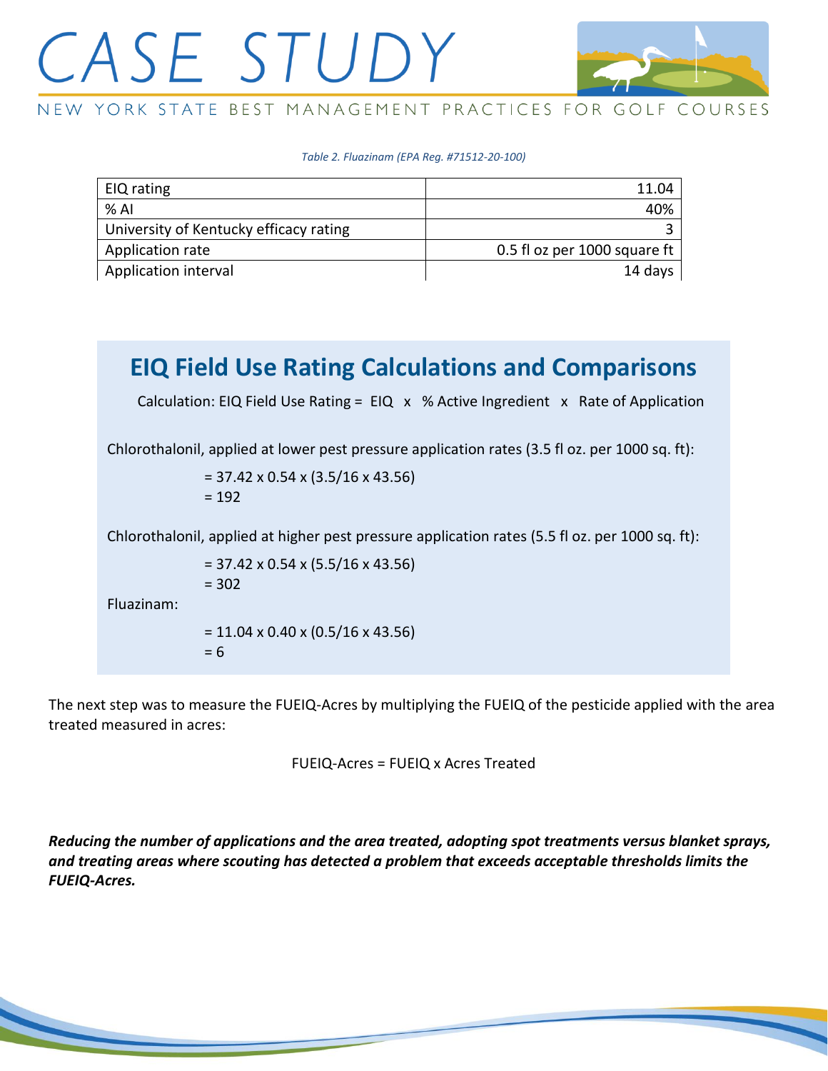*Table 2. Fluazinam (EPA Reg. #71512-20-100)*

| | |
|---|---:|
| EIQ rating | 11.04 |
| % AI | 40% |
| University of Kentucky efficacy rating | 3 |
| Application rate | 0.5 fl oz per 1000 square ft |
| Application interval | 14 days |

## EIQ Field Use Rating Calculations and Comparisons

Calculation: EIQ Field Use Rating = EIQ x % Active Ingredient x Rate of Application

Chlorothalonil, applied at lower pest pressure application rates (3.5 fl oz. per 1000 sq. ft):

$$= 37.42 \times 0.54 \times (3.5/16 \times 43.56)$$
$$= 192$$

Chlorothalonil, applied at higher pest pressure application rates (5.5 fl oz. per 1000 sq. ft):

$$= 37.42 \times 0.54 \times (5.5/16 \times 43.56)$$
$$= 302$$

Fluazinam:

$$= 11.04 \times 0.40 \times (0.5/16 \times 43.56)$$
$$= 6$$

The next step was to measure the FUEIQ-Acres by multiplying the FUEIQ of the pesticide applied with the area treated measured in acres:

FUEIQ-Acres = FUEIQ x Acres Treated

***Reducing the number of applications and the area treated, adopting spot treatments versus blanket sprays, and treating areas where scouting has detected a problem that exceeds acceptable thresholds limits the FUEIQ-Acres.***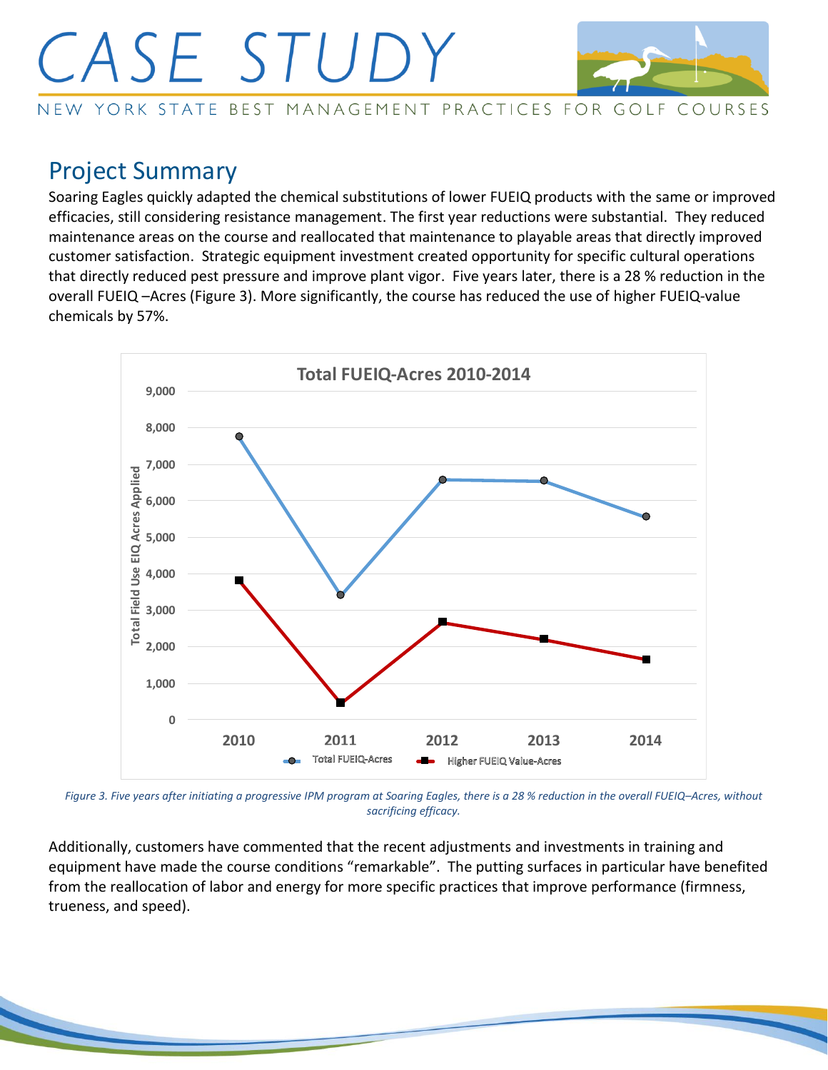# CASE STUDY

NEW YORK STATE BEST MANAGEMENT PRACTICES FOR GOLF COURSES

## Project Summary

Soaring Eagles quickly adapted the chemical substitutions of lower FUEIQ products with the same or improved efficacies, still considering resistance management. The first year reductions were substantial. They reduced maintenance areas on the course and reallocated that maintenance to playable areas that directly improved customer satisfaction. Strategic equipment investment created opportunity for specific cultural operations that directly reduced pest pressure and improve plant vigor. Five years later, there is a 28 % reduction in the overall FUEIQ –Acres (Figure 3). More significantly, the course has reduced the use of higher FUEIQ-value chemicals by 57%.

Total FUEIQ-Acres 2010-2014

Total Field Use EIQ Acres Applied

9,000
8,000
7,000
6,000
5,000
4,000
3,000
2,000
1,000
0

2010
2011
2012
2013
2014

Total FUEIQ-Acres
Higher FUEIQ Value-Acres

*Figure 3. Five years after initiating a progressive IPM program at Soaring Eagles, there is a 28 % reduction in the overall FUEIQ–Acres, without sacrificing efficacy.*

Additionally, customers have commented that the recent adjustments and investments in training and equipment have made the course conditions “remarkable”. The putting surfaces in particular have benefited from the reallocation of labor and energy for more specific practices that improve performance (firmness, trueness, and speed).